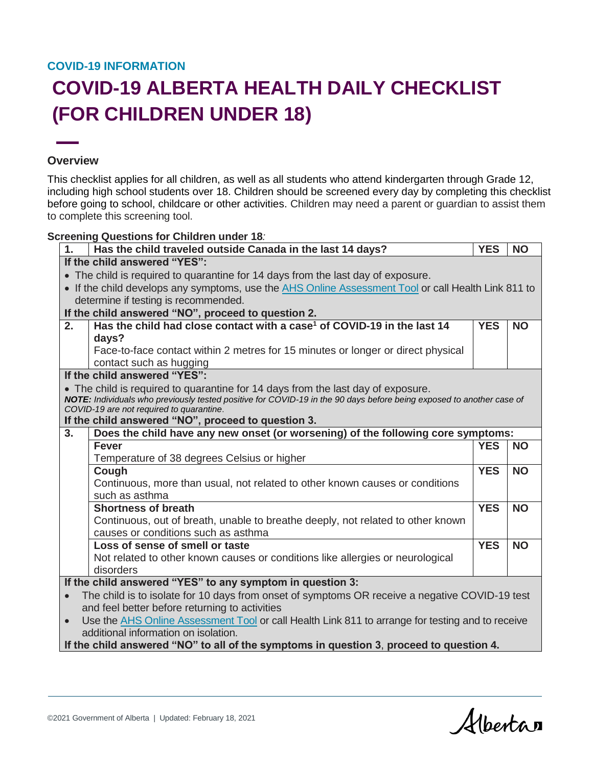COVID-19 INFORMATION

# COVID-19 ALBERTA HEALTH DAILY CHECKLIST (FOR CHILDREN UNDER 18)

## Overview

This checklist applies for all children, as well as all students who attend kindergarten through Grade 12, including high school students over 18. Children should be screened every day by completing this checklist before going to school, childcare or other activities. Children may need a parent or guardian to assist them to complete this screening tool.

**Screening Questions for Children under 18*:***

| | | | |
|---|---|---|---|
| **1.** | **Has the child traveled outside Canada in the last 14 days?** | **YES** | **NO** |
| **If the child answered "YES":**<br>• The child is required to quarantine for 14 days from the last day of exposure.<br>• If the child develops any symptoms, use the AHS Online Assessment Tool or call Health Link 811 to determine if testing is recommended.<br>**If the child answered "NO", proceed to question 2.** | | | |
| **2.** | **Has the child had close contact with a case[1] of COVID-19 in the last 14 days?**<br>Face-to-face contact within 2 metres for 15 minutes or longer or direct physical contact such as hugging | **YES** | **NO** |
| **If the child answered "YES":**<br>• The child is required to quarantine for 14 days from the last day of exposure.<br>***NOTE:*** *Individuals who previously tested positive for COVID-19 in the 90 days before being exposed to another case of COVID-19 are not required to quarantine.*<br>**If the child answered "NO", proceed to question 3.** | | | |
| **3.** | **Does the child have any new onset (or worsening) of the following core symptoms:** | | |
| | **Fever**<br>Temperature of 38 degrees Celsius or higher | **YES** | **NO** |
| | **Cough**<br>Continuous, more than usual, not related to other known causes or conditions such as asthma | **YES** | **NO** |
| | **Shortness of breath**<br>Continuous, out of breath, unable to breathe deeply, not related to other known causes or conditions such as asthma | **YES** | **NO** |
| | **Loss of sense of smell or taste**<br>Not related to other known causes or conditions like allergies or neurological disorders | **YES** | **NO** |
| **If the child answered "YES" to any symptom in question 3:**<br>• The child is to isolate for 10 days from onset of symptoms OR receive a negative COVID-19 test and feel better before returning to activities<br>• Use the AHS Online Assessment Tool or call Health Link 811 to arrange for testing and to receive additional information on isolation.<br>**If the child answered "NO" to all of the symptoms in question 3, proceed to question 4.** | | | |

©2021 Government of Alberta | Updated: February 18, 2021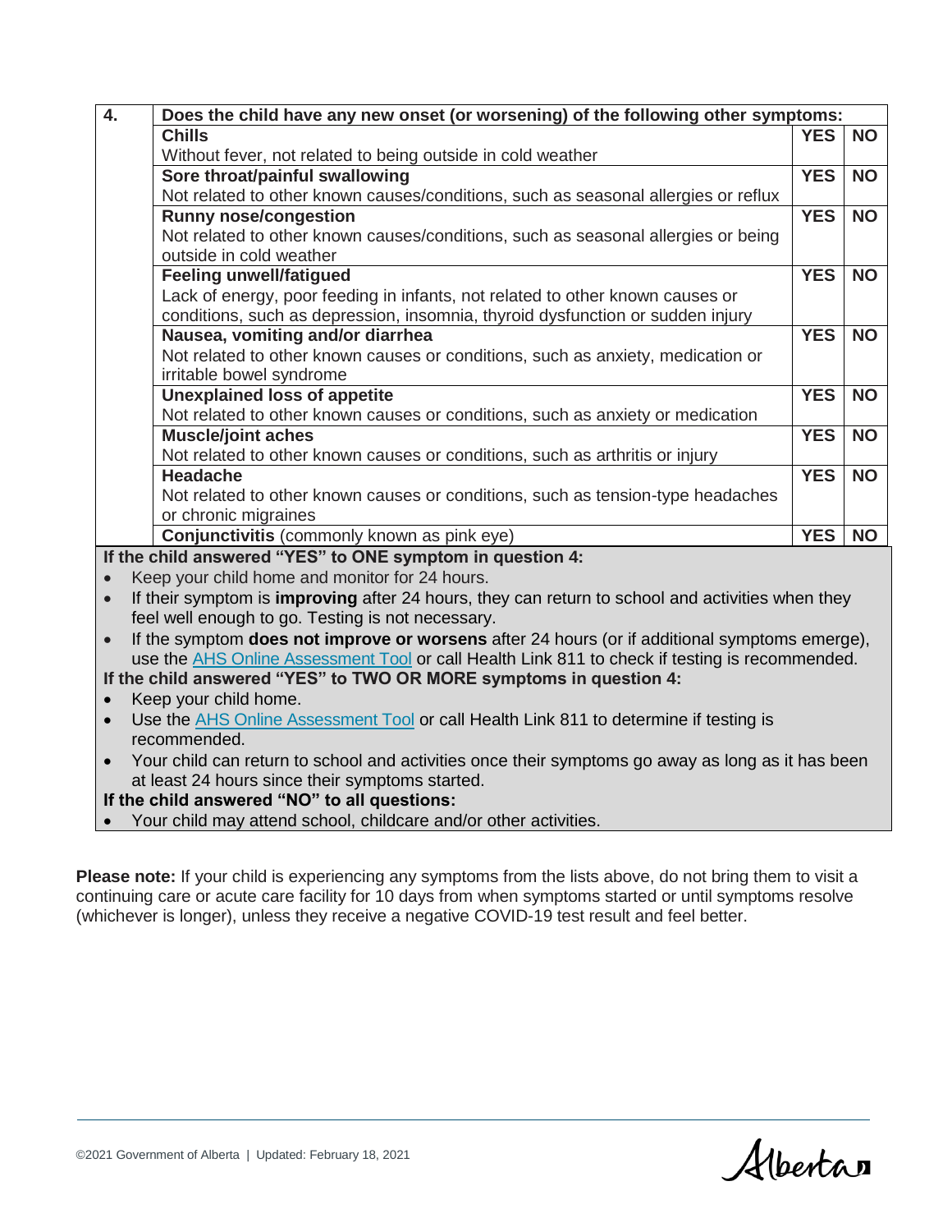| 4. | Does the child have any new onset (or worsening) of the following other symptoms: | | |
|---|---|---|---|
| | **Chills**<br>Without fever, not related to being outside in cold weather | **YES** | **NO** |
| | **Sore throat/painful swallowing**<br>Not related to other known causes/conditions, such as seasonal allergies or reflux | **YES** | **NO** |
| | **Runny nose/congestion**<br>Not related to other known causes/conditions, such as seasonal allergies or being outside in cold weather | **YES** | **NO** |
| | **Feeling unwell/fatigued**<br>Lack of energy, poor feeding in infants, not related to other known causes or conditions, such as depression, insomnia, thyroid dysfunction or sudden injury | **YES** | **NO** |
| | **Nausea, vomiting and/or diarrhea**<br>Not related to other known causes or conditions, such as anxiety, medication or irritable bowel syndrome | **YES** | **NO** |
| | **Unexplained loss of appetite**<br>Not related to other known causes or conditions, such as anxiety or medication | **YES** | **NO** |
| | **Muscle/joint aches**<br>Not related to other known causes or conditions, such as arthritis or injury | **YES** | **NO** |
| | **Headache**<br>Not related to other known causes or conditions, such as tension-type headaches or chronic migraines | **YES** | **NO** |
| | **Conjunctivitis** (commonly known as pink eye) | **YES** | **NO** |

**If the child answered "YES" to ONE symptom in question 4:**

- Keep your child home and monitor for 24 hours.
- If their symptom is **improving** after 24 hours, they can return to school and activities when they feel well enough to go. Testing is not necessary.
- If the symptom **does not improve or worsens** after 24 hours (or if additional symptoms emerge), use the AHS Online Assessment Tool or call Health Link 811 to check if testing is recommended.

**If the child answered "YES" to TWO OR MORE symptoms in question 4:**

- Keep your child home.
- Use the AHS Online Assessment Tool or call Health Link 811 to determine if testing is recommended.
- Your child can return to school and activities once their symptoms go away as long as it has been at least 24 hours since their symptoms started.

**If the child answered "NO" to all questions:**

- Your child may attend school, childcare and/or other activities.

**Please note:** If your child is experiencing any symptoms from the lists above, do not bring them to visit a continuing care or acute care facility for 10 days from when symptoms started or until symptoms resolve (whichever is longer), unless they receive a negative COVID-19 test result and feel better.

©2021 Government of Alberta | Updated: February 18, 2021